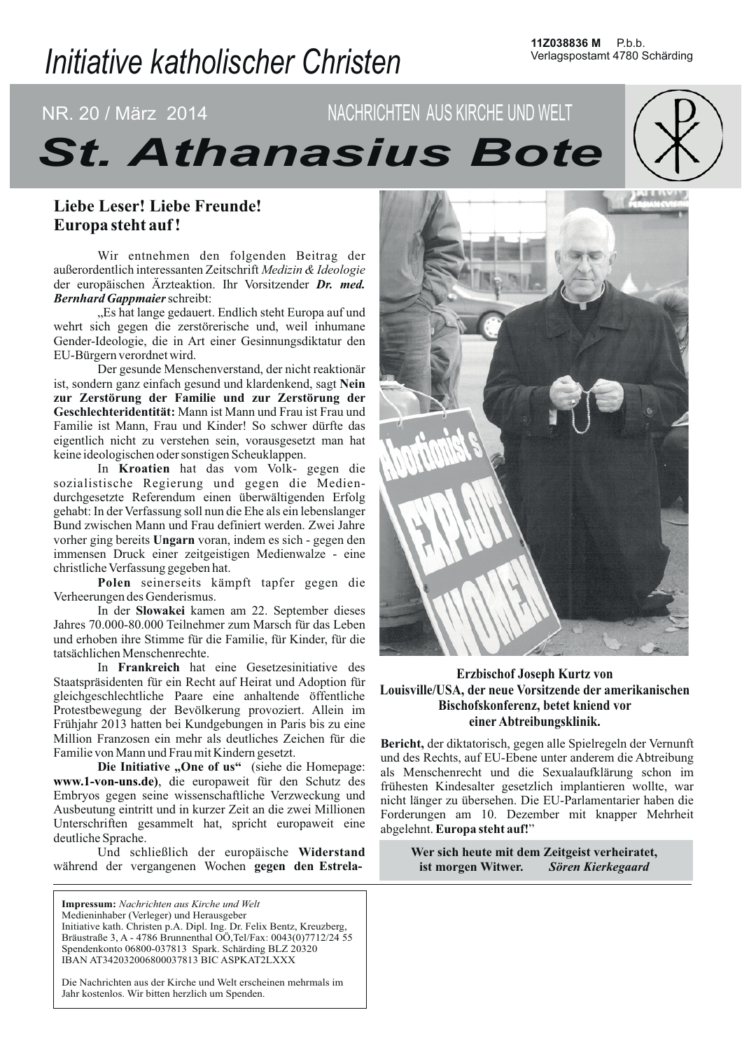11Z038836 M P.b.b.
Verlagspostamt 4780 Schärding

*Initiative katholischer Christen*

NR. 20 / März 2014 NACHRICHTEN AUS KIRCHE UND WELT

# St. Athanasius Bote

## Liebe Leser! Liebe Freunde! Europa steht auf!

Wir entnehmen den folgenden Beitrag der außerordentlich interessanten Zeitschrift *Medizin & Ideologie* der europäischen Ärzteaktion. Ihr Vorsitzender ***Dr. med. Bernhard Gappmaier*** schreibt:

„Es hat lange gedauert. Endlich steht Europa auf und wehrt sich gegen die zerstörerische und, weil inhumane Gender-Ideologie, die in Art einer Gesinnungsdiktatur den EU-Bürgern verordnet wird.

Der gesunde Menschenverstand, der nicht reaktionär ist, sondern ganz einfach gesund und klardenkend, sagt **Nein zur Zerstörung der Familie und zur Zerstörung der Geschlechteridentität:** Mann ist Mann und Frau ist Frau und Familie ist Mann, Frau und Kinder! So schwer dürfte das eigentlich nicht zu verstehen sein, vorausgesetzt man hat keine ideologischen oder sonstigen Scheuklappen.

In **Kroatien** hat das vom Volk- gegen die sozialistische Regierung und gegen die Mediendurchgesetzte Referendum einen überwältigenden Erfolg gehabt: In der Verfassung soll nun die Ehe als ein lebenslanger Bund zwischen Mann und Frau definiert werden. Zwei Jahre vorher ging bereits **Ungarn** voran, indem es sich - gegen den immensen Druck einer zeitgeistigen Medienwalze - eine christliche Verfassung gegeben hat.

**Polen** seinerseits kämpft tapfer gegen die Verheerungen des Genderismus.

In der **Slowakei** kamen am 22. September dieses Jahres 70.000-80.000 Teilnehmer zum Marsch für das Leben und erhoben ihre Stimme für die Familie, für Kinder, für die tatsächlichen Menschenrechte.

In **Frankreich** hat eine Gesetzesinitiative des Staatspräsidenten für ein Recht auf Heirat und Adoption für gleichgeschlechtliche Paare eine anhaltende öffentliche Protestbewegung der Bevölkerung provoziert. Allein im Frühjahr 2013 hatten bei Kundgebungen in Paris bis zu eine Million Franzosen ein mehr als deutliches Zeichen für die Familie von Mann und Frau mit Kindern gesetzt.

**Die Initiative „One of us“** (siehe die Homepage: **www.1-von-uns.de**), die europaweit für den Schutz des Embryos gegen seine wissenschaftliche Verzweckung und Ausbeutung eintritt und in kurzer Zeit an die zwei Millionen Unterschriften gesammelt hat, spricht europaweit eine deutliche Sprache.

Und schließlich der europäische **Widerstand** während der vergangenen Wochen **gegen den Estrela-Bericht,** der diktatorisch, gegen alle Spielregeln der Vernunft und des Rechts, auf EU-Ebene unter anderem die Abtreibung als Menschenrecht und die Sexualaufklärung schon im frühesten Kindesalter gesetzlich implantieren wollte, war nicht länger zu übersehen. Die EU-Parlamentarier haben die Forderungen am 10. Dezember mit knapper Mehrheit abgelehnt. **Europa steht auf!**"

**Erzbischof Joseph Kurtz von Louisville/USA, der neue Vorsitzende der amerikanischen Bischofskonferenz, betet kniend vor einer Abtreibungsklinik.**

**Wer sich heute mit dem Zeitgeist verheiratet, ist morgen Witwer.** ***Sören Kierkegaard***

---

**Impressum:** *Nachrichten aus Kirche und Welt*
Medieninhaber (Verleger) und Herausgeber
Initiative kath. Christen p.A. Dipl. Ing. Dr. Felix Bentz, Kreuzberg, Bräustraße 3, A - 4786 Brunnenthal OÖ,Tel/Fax: 0043(0)7712/24 55
Spendenkonto 06800-037813 Spark. Schärding BLZ 20320
IBAN AT342032006800037813 BIC ASPKAT2LXXX

Die Nachrichten aus der Kirche und Welt erscheinen mehrmals im Jahr kostenlos. Wir bitten herzlich um Spenden.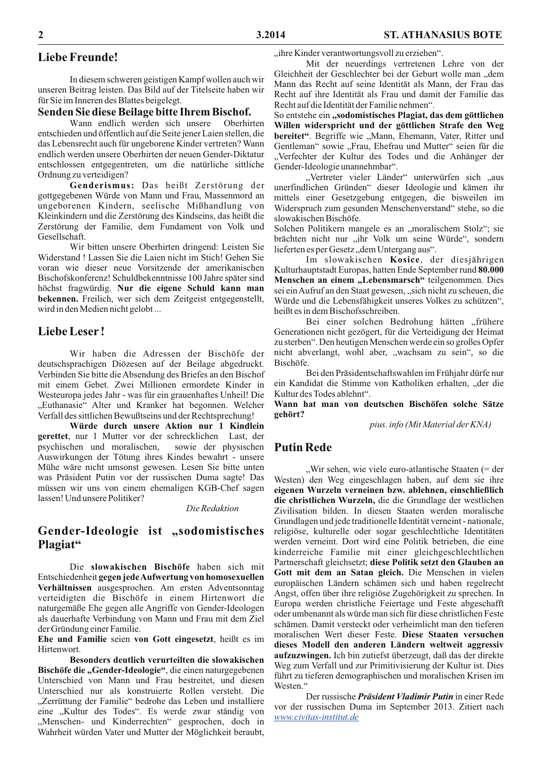## Liebe Freunde!

In diesem schweren geistigen Kampf wollen auch wir unseren Beitrag leisten. Das Bild auf der Titelseite haben wir für Sie im Inneren des Blattes beigelegt.

### Senden Sie diese Beilage bitte Ihrem Bischof.

Wann endlich werden sich unsere Oberhirten entschieden und öffentlich auf die Seite jener Laien stellen, die das Lebensrecht auch für ungeborene Kinder vertreten? Wann endlich werden unsere Oberhirten der neuen Gender-Diktatur entschlossen entgegentreten, um die natürliche sittliche Ordnung zu verteidigen?

**Genderismus:** Das heißt Zerstörung der gottgegebenen Würde von Mann und Frau, Massenmord an ungeborenen Kindern, seelische Mißhandlung von Kleinkindern und die Zerstörung des Kindseins, das heißt die Zerstörung der Familie, dem Fundament von Volk und Gesellschaft.

Wir bitten unsere Oberhirten dringend: Leisten Sie Widerstand ! Lassen Sie die Laien nicht im Stich! Gehen Sie voran wie dieser neue Vorsitzende der amerikanischen Bischofskonferenz! Schuldbekenntnisse 100 Jahre später sind höchst fragwürdig. **Nur die eigene Schuld kann man bekennen.** Freilich, wer sich dem Zeitgeist entgegenstellt, wird in den Medien nicht gelobt ...

## Liebe Leser !

Wir haben die Adressen der Bischöfe der deutschsprachigen Diözesen auf der Beilage abgedruckt. Verbinden Sie bitte die Absendung des Briefes an den Bischof mit einem Gebet. Zwei Millionen ermordete Kinder in Westeuropa jedes Jahr - was für ein grauenhaftes Unheil! Die „Euthanasie" Alter und Kranker hat begonnen. Welcher Verfall des sittlichen Bewußtseins und der Rechtsprechung!

**Würde durch unsere Aktion nur 1 Kindlein gerettet**, nur 1 Mutter vor der schrecklichen Last, der psychischen und moralischen, sowie der physischen Auswirkungen der Tötung ihres Kindes bewahrt - unsere Mühe wäre nicht umsonst gewesen. Lesen Sie bitte unten was Präsident Putin vor der russischen Duma sagte! Das müssen wir uns von einem ehemaligen KGB-Chef sagen lassen! Und unsere Politiker?

*Die Redaktion*

## Gender-Ideologie ist „sodomistisches Plagiat"

Die **slowakischen Bischöfe** haben sich mit Entschiedenheit **gegen jede Aufwertung von homosexuellen Verhältnissen** ausgesprochen. Am ersten Adventsonntag verteidigten die Bischöfe in einem Hirtenwort die naturgemäße Ehe gegen alle Angriffe von Gender-Ideologen als dauerhafte Verbindung von Mann und Frau mit dem Ziel der Gründung einer Familie.

**Ehe und Familie** seien **von Gott eingesetzt**, heißt es im Hirtenwort.

**Besonders deutlich verurteilten die slowakischen Bischöfe die „Gender-Ideologie"**, die einen naturgegebenen Unterschied von Mann und Frau bestreitet, und diesen Unterschied nur als konstruierte Rollen versteht. Die „Zerrüttung der Familie" bedrohe das Leben und installiere eine „Kultur des Todes". Es werde zwar ständig von „Menschen- und Kinderrechten" gesprochen, doch in Wahrheit würden Vater und Mutter der Möglichkeit beraubt, „ihre Kinder verantwortungsvoll zu erziehen".

Mit der neuerdings vertretenen Lehre von der Gleichheit der Geschlechter bei der Geburt wolle man „dem Mann das Recht auf seine Identität als Mann, der Frau das Recht auf ihre Identität als Frau und damit der Familie das Recht auf die Identität der Familie nehmen".

So entstehe ein **„sodomistisches Plagiat, das dem göttlichen Willen widerspricht und der göttlichen Strafe den Weg bereitet"**. Begriffe wie „Mann, Ehemann, Vater, Ritter und Gentleman" sowie „Frau, Ehefrau und Mutter" seien für die „Verfechter der Kultur des Todes und die Anhänger der Gender-Ideologie unannehmbar".

„Vertreter vieler Länder" unterwürfen sich „aus unerfindlichen Gründen" dieser Ideologie und kämen ihr mittels einer Gesetzgebung entgegen, die bisweilen im Widerspruch zum gesunden Menschenverstand" stehe, so die slowakischen Bischöfe.

Solchen Politikern mangele es an „moralischem Stolz"; sie brächten nicht nur „ihr Volk um seine Würde", sondern lieferten es per Gesetz „dem Untergang aus".

Im slowakischen **Kosice**, der diesjährigen Kulturhauptstadt Europas, hatten Ende September rund **80.000 Menschen an einem „Lebensmarsch"** teilgenommen. Dies sei ein Aufruf an den Staat gewesen, „sich nicht zu scheuen, die Würde und die Lebensfähigkeit unseres Volkes zu schützen", heißt es in dem Bischofsschreiben.

Bei einer solchen Bedrohung hätten „frühere Generationen nicht gezögert, für die Verteidigung der Heimat zu sterben". Den heutigen Menschen werde ein so großes Opfer nicht abverlangt, wohl aber, „wachsam zu sein", so die Bischöfe.

Bei den Präsidentschaftswahlen im Frühjahr dürfe nur ein Kandidat die Stimme von Katholiken erhalten, „der die Kultur des Todes ablehnt".

**Wann hat man von deutschen Bischöfen solche Sätze gehört?**

*pius. info (Mit Material der KNA)*

## Putin Rede

„Wir sehen, wie viele euro-atlantische Staaten (= der Westen) den Weg eingeschlagen haben, auf dem sie ihre **eigenen Wurzeln verneinen bzw. ablehnen, einschließlich die christlichen Wurzeln,** die die Grundlage der westlichen Zivilisation bilden. In diesen Staaten werden moralische Grundlagen und jede traditionelle Identität verneint - nationale, religiöse, kulturelle oder sogar geschlechtliche Identitäten werden verneint. Dort wird eine Politik betrieben, die eine kinderreiche Familie mit einer gleichgeschlechtlichen Partnerschaft gleichsetzt; **diese Politik setzt den Glauben an Gott mit dem an Satan gleich.** Die Menschen in vielen europäischen Ländern schämen sich und haben regelrecht Angst, offen über ihre religiöse Zugehörigkeit zu sprechen. In Europa werden christliche Feiertage und Feste abgeschafft oder umbenannt als würde man sich für diese christlichen Feste schämen. Damit versteckt oder verheimlicht man den tieferen moralischen Wert dieser Feste. **Diese Staaten versuchen dieses Modell den anderen Ländern weltweit aggressiv aufzuzwingen.** Ich bin zutiefst überzeugt, daß das der direkte Weg zum Verfall und zur Primitivisierung der Kultur ist. Dies führt zu tieferen demographischen und moralischen Krisen im Westen."

Der russische ***Präsident Vladimir Putin*** in einer Rede vor der russischen Duma im September 2013. Zitiert nach www.civitas-institut.de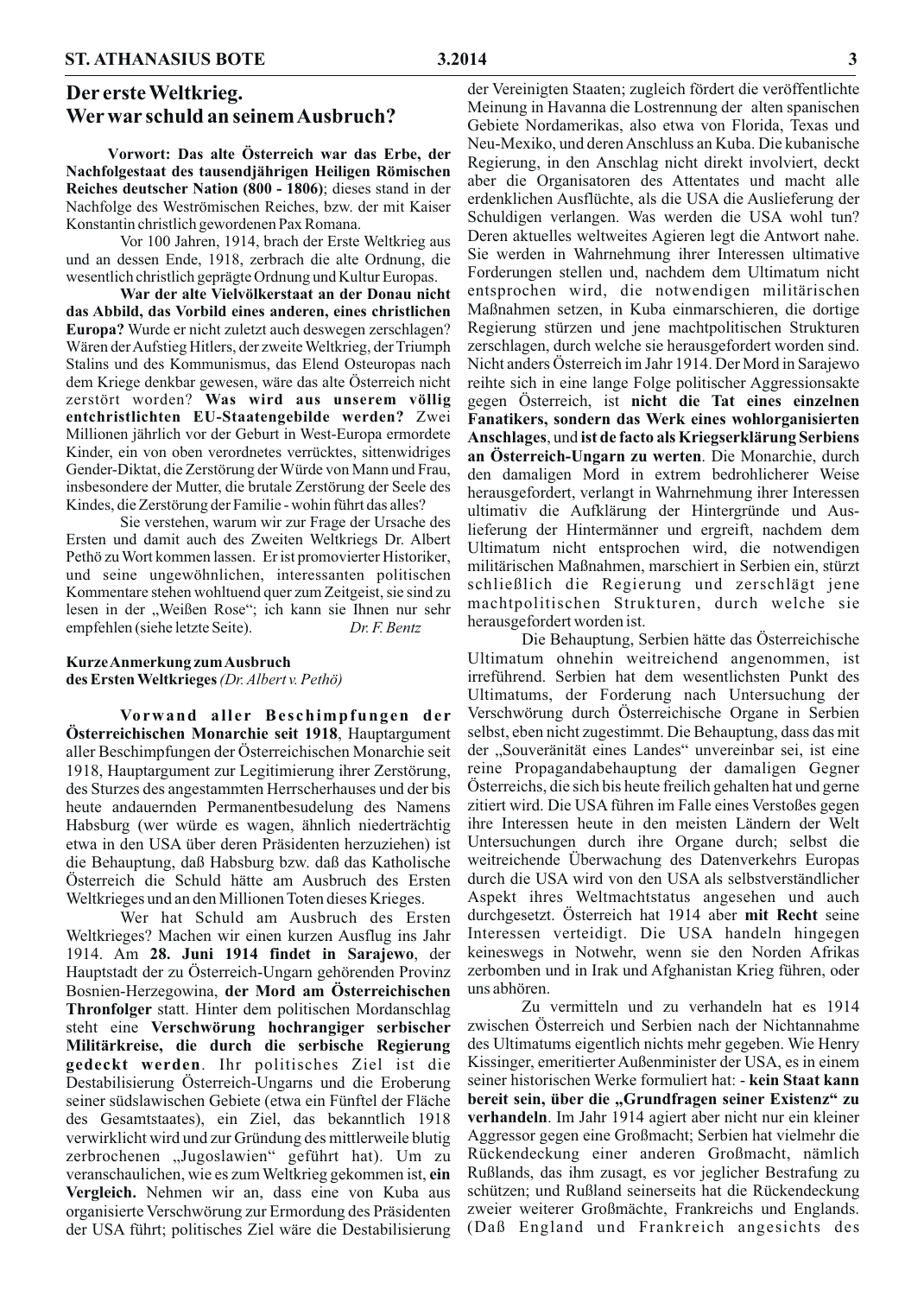## Der erste Weltkrieg. Wer war schuld an seinem Ausbruch?

**Vorwort: Das alte Österreich war das Erbe, der Nachfolgestaat des tausendjährigen Heiligen Römischen Reiches deutscher Nation (800 - 1806)**; dieses stand in der Nachfolge des Weströmischen Reiches, bzw. der mit Kaiser Konstantin christlich gewordenen Pax Romana.

Vor 100 Jahren, 1914, brach der Erste Weltkrieg aus und an dessen Ende, 1918, zerbrach die alte Ordnung, die wesentlich christlich geprägte Ordnung und Kultur Europas.

**War der alte Vielvölkerstaat an der Donau nicht das Abbild, das Vorbild eines anderen, eines christlichen Europa?** Wurde er nicht zuletzt auch deswegen zerschlagen? Wären der Aufstieg Hitlers, der zweite Weltkrieg, der Triumph Stalins und des Kommunismus, das Elend Osteuropas nach dem Kriege denkbar gewesen, wäre das alte Österreich nicht zerstört worden? **Was wird aus unserem völlig entchristlichten EU-Staatengebilde werden?** Zwei Millionen jährlich vor der Geburt in West-Europa ermordete Kinder, ein von oben verordnetes verrücktes, sittenwidriges Gender-Diktat, die Zerstörung der Würde von Mann und Frau, insbesondere der Mutter, die brutale Zerstörung der Seele des Kindes, die Zerstörung der Familie - wohin führt das alles?

Sie verstehen, warum wir zur Frage der Ursache des Ersten und damit auch des Zweiten Weltkriegs Dr. Albert Pethö zu Wort kommen lassen. Er ist promovierter Historiker, und seine ungewöhnlichen, interessanten politischen Kommentare stehen wohltuend quer zum Zeitgeist, sie sind zu lesen in der „Weißen Rose“; ich kann sie Ihnen nur sehr empfehlen (siehe letzte Seite). *Dr. F. Bentz*

**Kurze Anmerkung zum Ausbruch des Ersten Weltkrieges** *(Dr. Albert v. Pethö)*

**Vorwand aller Beschimpfungen der Österreichischen Monarchie seit 1918**, Hauptargument aller Beschimpfungen der Österreichischen Monarchie seit 1918, Hauptargument zur Legitimierung ihrer Zerstörung, des Sturzes des angestammten Herrscherhauses und der bis heute andauernden Permanentbesudelung des Namens Habsburg (wer würde es wagen, ähnlich niederträchtig etwa in den USA über deren Präsidenten herzuziehen) ist die Behauptung, daß Habsburg bzw. daß das Katholische Österreich die Schuld hätte am Ausbruch des Ersten Weltkrieges und an den Millionen Toten dieses Krieges.

Wer hat Schuld am Ausbruch des Ersten Weltkrieges? Machen wir einen kurzen Ausflug ins Jahr 1914. Am **28. Juni 1914 findet in Sarajewo**, der Hauptstadt der zu Österreich-Ungarn gehörenden Provinz Bosnien-Herzegowina, **der Mord am Österreichischen Thronfolger** statt. Hinter dem politischen Mordanschlag steht eine **Verschwörung hochrangiger serbischer Militärkreise, die durch die serbische Regierung gedeckt werden**. Ihr politisches Ziel ist die Destabilisierung Österreich-Ungarns und die Eroberung seiner südslawischen Gebiete (etwa ein Fünftel der Fläche des Gesamtstaats), ein Ziel, das bekanntlich 1918 verwirklicht wird und zur Gründung des mittlerweile blutig zerbrochenen „Jugoslawien“ geführt hat). Um zu veranschaulichen, wie es zum Weltkrieg gekommen ist, **ein Vergleich.** Nehmen wir an, dass eine von Kuba aus organisierte Verschwörung zur Ermordung des Präsidenten der USA führt; politisches Ziel wäre die Destabilisierung der Vereinigten Staaten; zugleich fördert die veröffentlichte Meinung in Havanna die Lostrennung der alten spanischen Gebiete Nordamerikas, also etwa von Florida, Texas und Neu-Mexiko, und deren Anschluss an Kuba. Die kubanische Regierung, in den Anschlag nicht direkt involviert, deckt aber die Organisatoren des Attentates und macht alle erdenklichen Ausflüchte, als die USA die Auslieferung der Schuldigen verlangen. Was werden die USA wohl tun? Deren aktuelles weltweites Agieren legt die Antwort nahe. Sie werden in Wahrnehmung ihrer Interessen ultimative Forderungen stellen und, nachdem dem Ultimatum nicht entsprochen wird, die notwendigen militärischen Maßnahmen setzen, in Kuba einmarschieren, die dortige Regierung stürzen und jene machtpolitischen Strukturen zerschlagen, durch welche sie herausgefordert worden sind. Nicht anders Österreich im Jahr 1914. Der Mord in Sarajewo reihte sich in eine lange Folge politischer Aggressionsakte gegen Österreich, ist **nicht die Tat eines einzelnen Fanatikers, sondern das Werk eines wohlorganisierten Anschlages**, und **ist de facto als Kriegserklärung Serbiens an Österreich-Ungarn zu werten**. Die Monarchie, durch den damaligen Mord in extrem bedrohlicherer Weise herausgefordert, verlangt in Wahrnehmung ihrer Interessen ultimativ die Aufklärung der Hintergründe und Auslieferung der Hintermänner und ergreift, nachdem dem Ultimatum nicht entsprochen wird, die notwendigen militärischen Maßnahmen, marschiert in Serbien ein, stürzt schließlich die Regierung und zerschlägt jene machtpolitischen Strukturen, durch welche sie herausgefordert worden ist.

Die Behauptung, Serbien hätte das Österreichische Ultimatum ohnehin weitreichend angenommen, ist irreführend. Serbien hat dem wesentlichsten Punkt des Ultimatums, der Forderung nach Untersuchung der Verschwörung durch Österreichische Organe in Serbien selbst, eben nicht zugestimmt. Die Behauptung, dass das mit der „Souveränität eines Landes“ unvereinbar sei, ist eine reine Propagandabehauptung der damaligen Gegner Österreichs, die sich bis heute freilich gehalten hat und gerne zitiert wird. Die USA führen im Falle eines Verstoßes gegen ihre Interessen heute in den meisten Ländern der Welt Untersuchungen durch ihre Organe durch; selbst die weitreichende Überwachung des Datenverkehrs Europas durch die USA wird von den USA als selbstverständlicher Aspekt ihres Weltmachtstatus angesehen und auch durchgesetzt. Österreich hat 1914 aber **mit Recht** seine Interessen verteidigt. Die USA handeln hingegen keineswegs in Notwehr, wenn sie den Norden Afrikas zerbomben und in Irak und Afghanistan Krieg führen, oder uns abhören.

Zu vermitteln und zu verhandeln hat es 1914 zwischen Österreich und Serbien nach der Nichtannahme des Ultimatums eigentlich nichts mehr gegeben. Wie Henry Kissinger, emeritierter Außenminister der USA, es in einem seiner historischen Werke formuliert hat: - **kein Staat kann bereit sein, über die „Grundfragen seiner Existenz“ zu verhandeln**. Im Jahr 1914 agiert aber nicht nur ein kleiner Aggressor gegen eine Großmacht; Serbien hat vielmehr die Rückendeckung einer anderen Großmacht, nämlich Rußlands, das ihm zusagt, es vor jeglicher Bestrafung zu schützen; und Rußland seinerseits hat die Rückendeckung zweier weiterer Großmächte, Frankreichs und Englands. (Daß England und Frankreich angesichts des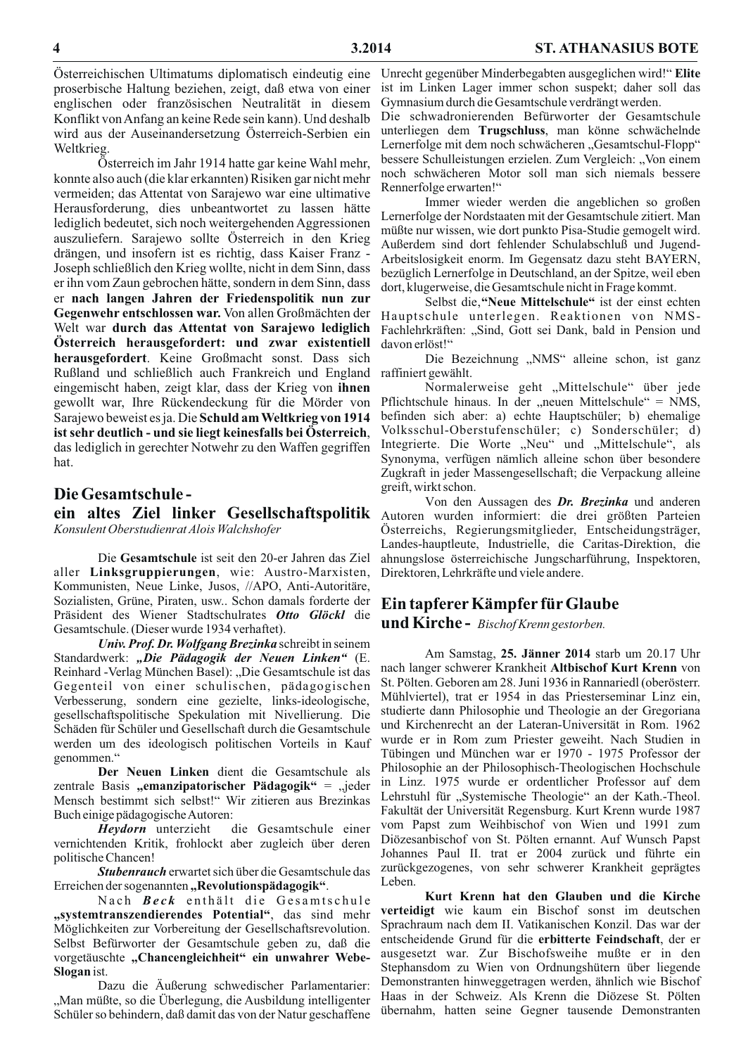Österreichischen Ultimatums diplomatisch eindeutig eine proserbische Haltung beziehen, zeigt, daß etwa von einer englischen oder französischen Neutralität in diesem Konflikt von Anfang an keine Rede sein kann). Und deshalb wird aus der Auseinandersetzung Österreich-Serbien ein Weltkrieg.

Österreich im Jahr 1914 hatte gar keine Wahl mehr, konnte also auch (die klar erkannten) Risiken gar nicht mehr vermeiden; das Attentat von Sarajewo war eine ultimative Herausforderung, dies unbeantwortet zu lassen hätte lediglich bedeutet, sich noch weitergehenden Aggressionen auszuliefern. Sarajewo sollte Österreich in den Krieg drängen, und insofern ist es richtig, dass Kaiser Franz - Joseph schließlich den Krieg wollte, nicht in dem Sinn, dass er ihn vom Zaun gebrochen hätte, sondern in dem Sinn, dass er **nach langen Jahren der Friedenspolitik nun zur Gegenwehr entschlossen war.** Von allen Großmächten der Welt war **durch das Attentat von Sarajewo lediglich Österreich herausgefordert: und zwar existentiell herausgefordert**. Keine Großmacht sonst. Dass sich Rußland und schließlich auch Frankreich und England eingemischt haben, zeigt klar, dass der Krieg von **ihnen** gewollt war, Ihre Rückendeckung für die Mörder von Sarajewo beweist es ja. Die **Schuld am Weltkrieg von 1914 ist sehr deutlich - und sie liegt keinesfalls bei Österreich**, das lediglich in gerechter Notwehr zu den Waffen gegriffen hat.

## Die Gesamtschule - ein altes Ziel linker Gesellschaftspolitik

*Konsulent Oberstudienrat Alois Walchshofer*

Die **Gesamtschule** ist seit den 20-er Jahren das Ziel aller **Linksgruppierungen**, wie: Austro-Marxisten, Kommunisten, Neue Linke, Jusos, //APO, Anti-Autoritäre, Sozialisten, Grüne, Piraten, usw.. Schon damals forderte der Präsident des Wiener Stadtschulrates ***Otto Glöckl*** die Gesamtschule. (Dieser wurde 1934 verhaftet).

***Univ. Prof. Dr. Wolfgang Brezinka*** schreibt in seinem Standardwerk: ***„Die Pädagogik der Neuen Linken“*** (E. Reinhard -Verlag München Basel): „Die Gesamtschule ist das Gegenteil von einer schulischen, pädagogischen Verbesserung, sondern eine gezielte, links-ideologische, gesellschaftspolitische Spekulation mit Nivellierung. Die Schäden für Schüler und Gesellschaft durch die Gesamtschule werden um des ideologisch politischen Vorteils in Kauf genommen.“

**Der Neuen Linken** dient die Gesamtschule als zentrale Basis **„emanzipatorischer Pädagogik“** = „jeder Mensch bestimmt sich selbst!“ Wir zitieren aus Brezinkas Buch einige pädagogische Autoren:

***Heydorn*** unterzieht die Gesamtschule einer vernichtenden Kritik, frohlockt aber zugleich über deren politische Chancen!

***Stubenrauch*** erwartet sich über die Gesamtschule das Erreichen der sogenannten **„Revolutionspädagogik“**.

Nach ***Beck*** enthält die Gesamtschule **„systemtranszendierendes Potential“**, das sind mehr Möglichkeiten zur Vorbereitung der Gesellschaftsrevolution. Selbst Befürworter der Gesamtschule geben zu, daß die vorgetäuschte **„Chancengleichheit“ ein unwahrer Webe-Slogan** ist.

Dazu die Äußerung schwedischer Parlamentarier: „Man müßte, so die Überlegung, die Ausbildung intelligenter Schüler so behindern, daß damit das von der Natur geschaffene Unrecht gegenüber Minderbegabten ausgeglichen wird!“ **Elite** ist im Linken Lager immer schon suspekt; daher soll das Gymnasium durch die Gesamtschule verdrängt werden.

Die schwadronierenden Befürworter der Gesamtschule unterliegen dem **Trugschluss**, man könne schwächelnde Lernerfolge mit dem noch schwächeren „Gesamtschul-Flopp“ bessere Schulleistungen erzielen. Zum Vergleich: „Von einem noch schwächeren Motor soll man sich niemals bessere Rennerfolge erwarten!“

Immer wieder werden die angeblichen so großen Lernerfolge der Nordstaaten mit der Gesamtschule zitiert. Man müßte nur wissen, wie dort punkto Pisa-Studie gemogelt wird. Außerdem sind dort fehlender Schulabschluß und Jugend-Arbeitslosigkeit enorm. Im Gegensatz dazu steht BAYERN, bezüglich Lernerfolge in Deutschland, an der Spitze, weil eben dort, klugerweise, die Gesamtschule nicht in Frage kommt.

Selbst die, **“Neue Mittelschule“** ist der einst echten Hauptschule unterlegen. Reaktionen von NMS-Fachlehrkräften: „Sind, Gott sei Dank, bald in Pension und davon erlöst!“

Die Bezeichnung „NMS“ alleine schon, ist ganz raffiniert gewählt.

Normalerweise geht „Mittelschule“ über jede Pflichtschule hinaus. In der „neuen Mittelschule“ = NMS, befinden sich aber: a) echte Hauptschüler; b) ehemalige Volksschul-Oberstufenschüler; c) Sonderschüler; d) Integrierte. Die Worte „Neu“ und „Mittelschule“, als Synonyma, verfügen nämlich alleine schon über besondere Zugkraft in jeder Massengesellschaft; die Verpackung alleine greift, wirkt schon.

Von den Aussagen des ***Dr. Brezinka*** und anderen Autoren wurden informiert: die drei größten Parteien Österreichs, Regierungsmitglieder, Entscheidungsträger, Landes-hauptleute, Industrielle, die Caritas-Direktion, die ahnungslose österreichische Jungscharführung, Inspektoren, Direktoren, Lehrkräfte und viele andere.

## Ein tapferer Kämpfer für Glaube und Kirche - *Bischof Krenn gestorben.*

Am Samstag, **25. Jänner 2014** starb um 20.17 Uhr nach langer schwerer Krankheit **Altbischof Kurt Krenn** von St. Pölten. Geboren am 28. Juni 1936 in Rannariedl (oberösterr. Mühlviertel), trat er 1954 in das Priesterseminar Linz ein, studierte dann Philosophie und Theologie an der Gregoriana und Kirchenrecht an der Lateran-Universität in Rom. 1962 wurde er in Rom zum Priester geweiht. Nach Studien in Tübingen und München war er 1970 - 1975 Professor der Philosophie an der Philosophisch-Theologischen Hochschule in Linz. 1975 wurde er ordentlicher Professor auf dem Lehrstuhl für „Systemische Theologie“ an der Kath.-Theol. Fakultät der Universität Regensburg. Kurt Krenn wurde 1987 vom Papst zum Weihbischof von Wien und 1991 zum Diözesanbischof von St. Pölten ernannt. Auf Wunsch Papst Johannes Paul II. trat er 2004 zurück und führte ein zurückgezogenes, von sehr schwerer Krankheit geprägtes Leben.

**Kurt Krenn hat den Glauben und die Kirche verteidigt** wie kaum ein Bischof sonst im deutschen Sprachraum nach dem II. Vatikanischen Konzil. Das war der entscheidende Grund für die **erbitterte Feindschaft**, der er ausgesetzt war. Zur Bischofsweihe mußte er in den Stephansdom zu Wien von Ordnungshütern über liegende Demonstranten hinweggetragen werden, ähnlich wie Bischof Haas in der Schweiz. Als Krenn die Diözese St. Pölten übernahm, hatten seine Gegner tausende Demonstranten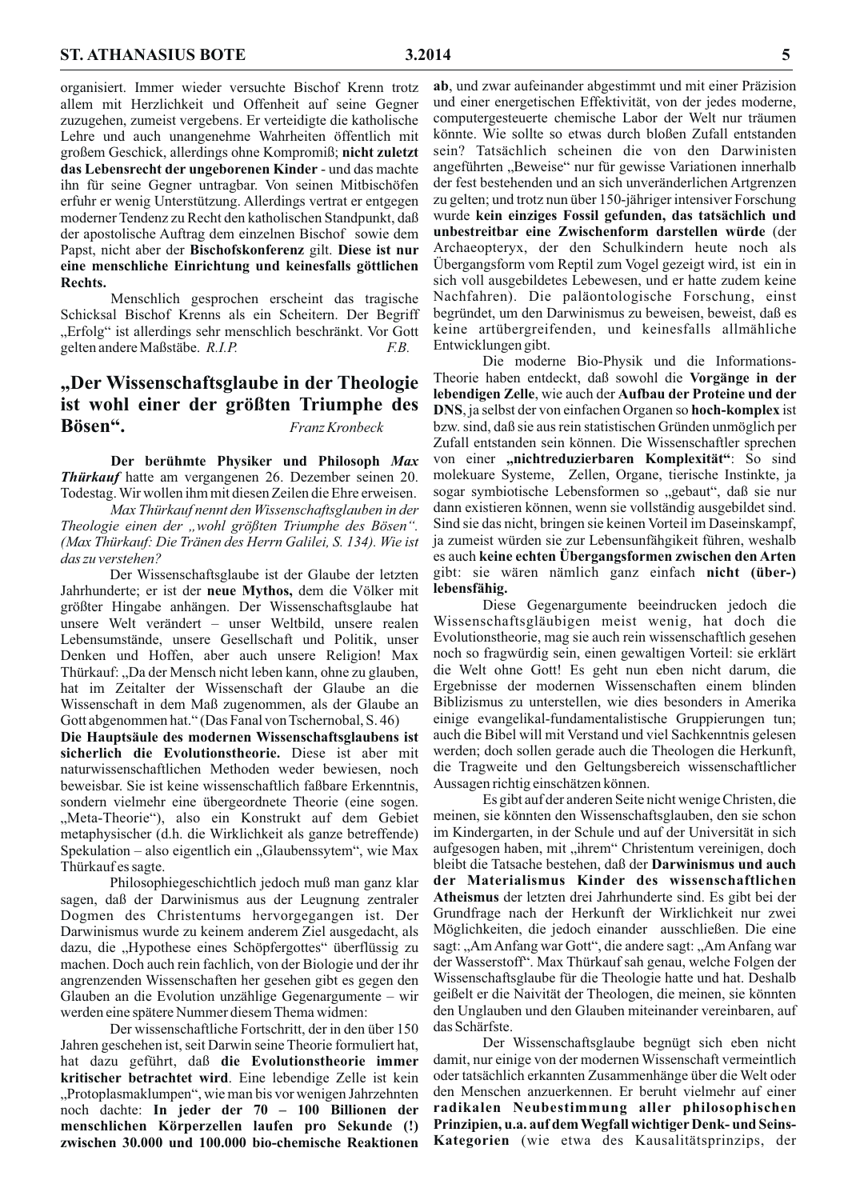organisiert. Immer wieder versuchte Bischof Krenn trotz allem mit Herzlichkeit und Offenheit auf seine Gegner zuzugehen, zumeist vergebens. Er verteidigte die katholische Lehre und auch unangenehme Wahrheiten öffentlich mit großem Geschick, allerdings ohne Kompromiß; **nicht zuletzt das Lebensrecht der ungeborenen Kinder** - und das machte ihn für seine Gegner untragbar. Von seinen Mitbischöfen erfuhr er wenig Unterstützung. Allerdings vertrat er entgegen moderner Tendenz zu Recht den katholischen Standpunkt, daß der apostolische Auftrag dem einzelnen Bischof sowie dem Papst, nicht aber der **Bischofskonferenz** gilt. **Diese ist nur eine menschliche Einrichtung und keinesfalls göttlichen Rechts.**

Menschlich gesprochen erscheint das tragische Schicksal Bischof Krenns als ein Scheitern. Der Begriff „Erfolg" ist allerdings sehr menschlich beschränkt. Vor Gott gelten andere Maßstäbe. *R.I.P.* *F.B.*

## „Der Wissenschaftsglaube in der Theologie ist wohl einer der größten Triumphe des Bösen".

*Franz Kronbeck*

**Der berühmte Physiker und Philosoph *Max Thürkauf*** hatte am vergangenen 26. Dezember seinen 20. Todestag. Wir wollen ihm mit diesen Zeilen die Ehre erweisen.

*Max Thürkauf nennt den Wissenschaftsglauben in der Theologie einen der „wohl größten Triumphe des Bösen". (Max Thürkauf: Die Tränen des Herrn Galilei, S. 134). Wie ist das zu verstehen?*

Der Wissenschaftsglaube ist der Glaube der letzten Jahrhunderte; er ist der **neue Mythos,** dem die Völker mit größter Hingabe anhängen. Der Wissenschaftsglaube hat unsere Welt verändert – unser Weltbild, unsere realen Lebensumstände, unsere Gesellschaft und Politik, unser Denken und Hoffen, aber auch unsere Religion! Max Thürkauf: „Da der Mensch nicht leben kann, ohne zu glauben, hat im Zeitalter der Wissenschaft der Glaube an die Wissenschaft in dem Maß zugenommen, als der Glaube an Gott abgenommen hat." (Das Fanal von Tschernobal, S. 46)

**Die Hauptsäule des modernen Wissenschaftsglaubens ist sicherlich die Evolutionstheorie.** Diese ist aber mit naturwissenschaftlichen Methoden weder bewiesen, noch beweisbar. Sie ist keine wissenschaftlich faßbare Erkenntnis, sondern vielmehr eine übergeordnete Theorie (eine sogen. „Meta-Theorie"), also ein Konstrukt auf dem Gebiet metaphysischer (d.h. die Wirklichkeit als ganze betreffende) Spekulation – also eigentlich ein „Glaubenssytem", wie Max Thürkauf es sagte.

Philosophiegeschichtlich jedoch muß man ganz klar sagen, daß der Darwinismus aus der Leugnung zentraler Dogmen des Christentums hervorgegangen ist. Der Darwinismus wurde zu keinem anderem Ziel ausgedacht, als dazu, die „Hypothese eines Schöpfergottes" überflüssig zu machen. Doch auch rein fachlich, von der Biologie und der ihr angrenzenden Wissenschaften her gesehen gibt es gegen den Glauben an die Evolution unzählige Gegenargumente – wir werden eine spätere Nummer diesem Thema widmen:

Der wissenschaftliche Fortschritt, der in den über 150 Jahren geschehen ist, seit Darwin seine Theorie formuliert hat, hat dazu geführt, daß **die Evolutionstheorie immer kritischer betrachtet wird**. Eine lebendige Zelle ist kein „Protoplasmaklumpen", wie man bis vor wenigen Jahrzehnten noch dachte: **In jeder der 70 – 100 Billionen der menschlichen Körperzellen laufen pro Sekunde (!) zwischen 30.000 und 100.000 bio-chemische Reaktionen ab**, und zwar aufeinander abgestimmt und mit einer Präzision und einer energetischen Effektivität, von der jedes moderne, computergesteuerte chemische Labor der Welt nur träumen könnte. Wie sollte so etwas durch bloßen Zufall entstanden sein? Tatsächlich scheinen die von den Darwinisten angeführten „Beweise" nur für gewisse Variationen innerhalb der fest bestehenden und an sich unveränderlichen Artgrenzen zu gelten; und trotz nun über 150-jähriger intensiver Forschung wurde **kein einziges Fossil gefunden, das tatsächlich und unbestreitbar eine Zwischenform darstellen würde** (der Archaeopteryx, der den Schulkindern heute noch als Übergangsform vom Reptil zum Vogel gezeigt wird, ist ein in sich voll ausgebildetes Lebewesen, und er hatte zudem keine Nachfahren). Die paläontologische Forschung, einst begründet, um den Darwinismus zu beweisen, beweist, daß es keine artübergreifenden, und keinesfalls allmähliche Entwicklungen gibt.

Die moderne Bio-Physik und die Informations-Theorie haben entdeckt, daß sowohl die **Vorgänge in der lebendigen Zelle**, wie auch der **Aufbau der Proteine und der DNS**, ja selbst der von einfachen Organen so **hoch-komplex** ist bzw. sind, daß sie aus rein statistischen Gründen unmöglich per Zufall entstanden sein können. Die Wissenschaftler sprechen von einer **„nichtreduzierbaren Komplexität"**: So sind molekuare Systeme, Zellen, Organe, tierische Instinkte, ja sogar symbiotische Lebensformen so „gebaut", daß sie nur dann existieren können, wenn sie vollständig ausgebildet sind. Sind sie das nicht, bringen sie keinen Vorteil im Daseinskampf, ja zumeist würden sie zur Lebensunfähigkeit führen, weshalb es auch **keine echten Übergangsformen zwischen den Arten** gibt: sie wären nämlich ganz einfach **nicht (über-) lebensfähig.**

Diese Gegenargumente beeindrucken jedoch die Wissenschaftsgläubigen meist wenig, hat doch die Evolutionstheorie, mag sie auch rein wissenschaftlich gesehen noch so fragwürdig sein, einen gewaltigen Vorteil: sie erklärt die Welt ohne Gott! Es geht nun eben nicht darum, die Ergebnisse der modernen Wissenschaften einem blinden Biblizismus zu unterstellen, wie dies besonders in Amerika einige evangelikal-fundamentalistische Gruppierungen tun; auch die Bibel will mit Verstand und viel Sachkenntnis gelesen werden; doch sollen gerade auch die Theologen die Herkunft, die Tragweite und den Geltungsbereich wissenschaftlicher Aussagen richtig einschätzen können.

Es gibt auf der anderen Seite nicht wenige Christen, die meinen, sie könnten den Wissenschaftsglauben, den sie schon im Kindergarten, in der Schule und auf der Universität in sich aufgesogen haben, mit „ihrem" Christentum vereinigen, doch bleibt die Tatsache bestehen, daß der **Darwinismus und auch der Materialismus Kinder des wissenschaftlichen Atheismus** der letzten drei Jahrhunderte sind. Es gibt bei der Grundfrage nach der Herkunft der Wirklichkeit nur zwei Möglichkeiten, die jedoch einander ausschließen. Die eine sagt: „Am Anfang war Gott", die andere sagt: „Am Anfang war der Wasserstoff". Max Thürkauf sah genau, welche Folgen der Wissenschaftsglaube für die Theologie hatte und hat. Deshalb geißelt er die Naivität der Theologen, die meinen, sie könnten den Unglauben und den Glauben miteinander vereinbaren, auf das Schärfste.

Der Wissenschaftsglaube begnügt sich eben nicht damit, nur einige von der modernen Wissenschaft vermeintlich oder tatsächlich erkannten Zusammenhänge über die Welt oder den Menschen anzuerkennen. Er beruht vielmehr auf einer **radikalen Neubestimmung aller philosophischen Prinzipien, u.a. auf dem Wegfall wichtiger Denk- und Seins-Kategorien** (wie etwa des Kausalitätsprinzips, der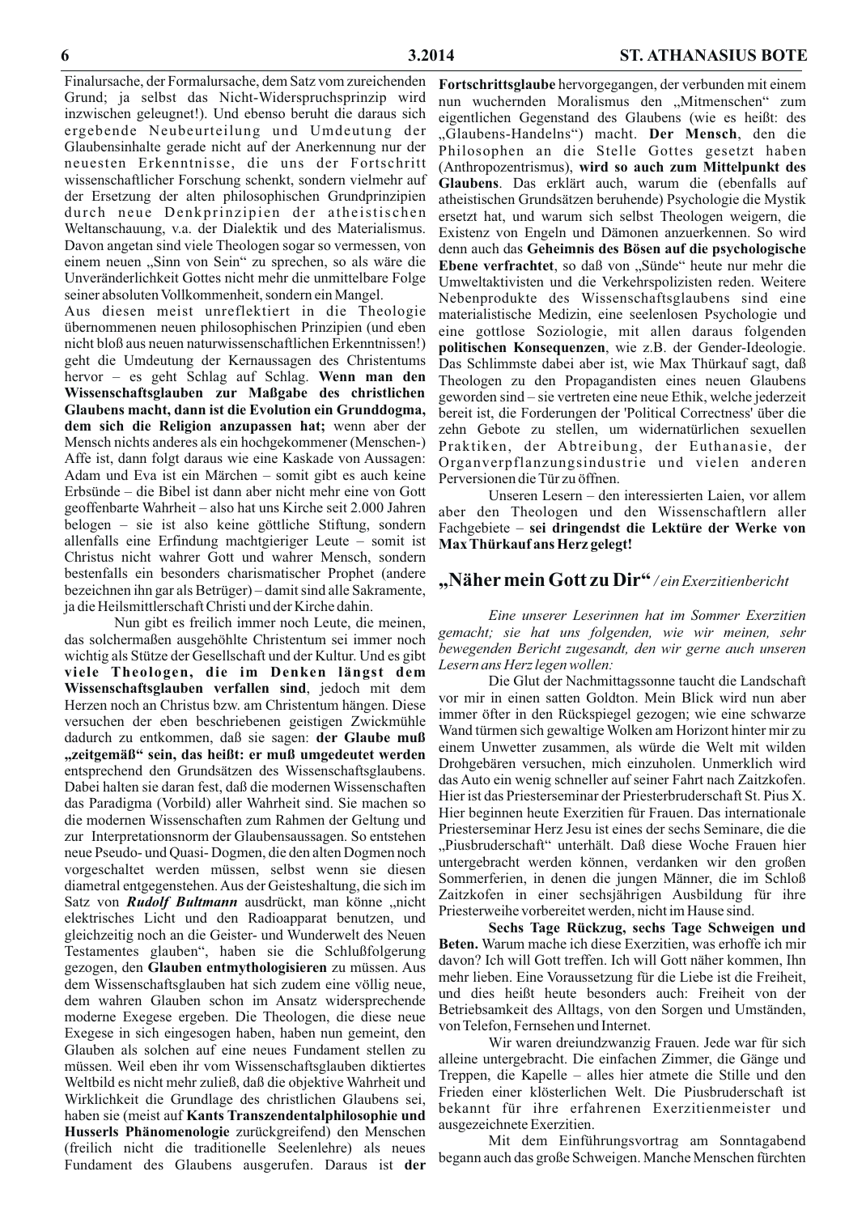Finalursache, der Formalursache, dem Satz vom zureichenden Grund; ja selbst das Nicht-Widerspruchsprinzip wird inzwischen geleugnet!). Und ebenso beruht die daraus sich ergebende Neubeurteilung und Umdeutung der Glaubensinhalte gerade nicht auf der Anerkennung nur der neuesten Erkenntnisse, die uns der Fortschritt wissenschaftlicher Forschung schenkt, sondern vielmehr auf der Ersetzung der alten philosophischen Grundprinzipien durch neue Denkprinzipien der atheistischen Weltanschauung, v.a. der Dialektik und des Materialismus. Davon angetan sind viele Theologen sogar so vermessen, von einem neuen „Sinn von Sein" zu sprechen, so als wäre die Unveränderlichkeit Gottes nicht mehr die unmittelbare Folge seiner absoluten Vollkommenheit, sondern ein Mangel.

Aus diesen meist unreflektiert in die Theologie übernommenen neuen philosophischen Prinzipien (und eben nicht bloß aus neuen naturwissenschaftlichen Erkenntnissen!) geht die Umdeutung der Kernaussagen des Christentums hervor – es geht Schlag auf Schlag. **Wenn man den Wissenschaftsglauben zur Maßgabe des christlichen Glaubens macht, dann ist die Evolution ein Grunddogma, dem sich die Religion anzupassen hat;** wenn aber der Mensch nichts anderes als ein hochgekommener (Menschen-) Affe ist, dann folgt daraus wie eine Kaskade von Aussagen: Adam und Eva ist ein Märchen – somit gibt es auch keine Erbsünde – die Bibel ist dann aber nicht mehr eine von Gott geoffenbarte Wahrheit – also hat uns Kirche seit 2.000 Jahren belogen – sie ist also keine göttliche Stiftung, sondern allenfalls eine Erfindung machtgieriger Leute – somit ist Christus nicht wahrer Gott und wahrer Mensch, sondern bestenfalls ein besonders charismatischer Prophet (andere bezeichnen ihn gar als Betrüger) – damit sind alle Sakramente, ja die Heilsmittlerschaft Christi und der Kirche dahin.

Nun gibt es freilich immer noch Leute, die meinen, das solchermaßen ausgehöhlte Christentum sei immer noch wichtig als Stütze der Gesellschaft und der Kultur. Und es gibt **viele Theologen, die im Denken längst dem Wissenschaftsglauben verfallen sind**, jedoch mit dem Herzen noch an Christus bzw. am Christentum hängen. Diese versuchen der eben beschriebenen geistigen Zwickmühle dadurch zu entkommen, daß sie sagen: **der Glaube muß „zeitgemäß" sein, das heißt: er muß umgedeutet werden** entsprechend den Grundsätzen des Wissenschaftsglaubens. Dabei halten sie daran fest, daß die modernen Wissenschaften das Paradigma (Vorbild) aller Wahrheit sind. Sie machen so die modernen Wissenschaften zum Rahmen der Geltung und zur Interpretationsnorm der Glaubensaussagen. So entstehen neue Pseudo- und Quasi- Dogmen, die den alten Dogmen noch vorgeschaltet werden müssen, selbst wenn sie diesen diametral entgegenstehen. Aus der Geisteshaltung, die sich im Satz von ***Rudolf Bultmann*** ausdrückt, man könne „nicht elektrisches Licht und den Radioapparat benutzen, und gleichzeitig noch an die Geister- und Wunderwelt des Neuen Testamentes glauben", haben sie die Schlußfolgerung gezogen, den **Glauben entmythologisieren** zu müssen. Aus dem Wissenschaftsglauben hat sich zudem eine völlig neue, dem wahren Glauben schon im Ansatz widersprechende moderne Exegese ergeben. Die Theologen, die diese neue Exegese in sich eingesogen haben, haben nun gemeint, den Glauben als solchen auf eine neues Fundament stellen zu müssen. Weil eben ihr vom Wissenschaftsglauben diktiertes Weltbild es nicht mehr zuließ, daß die objektive Wahrheit und Wirklichkeit die Grundlage des christlichen Glaubens sei, haben sie (meist auf **Kants Transzendentalphilosophie und Husserls Phänomenologie** zurückgreifend) den Menschen (freilich nicht die traditionelle Seelenlehre) als neues Fundament des Glaubens ausgerufen. Daraus ist **der Fortschrittsglaube** hervorgegangen, der verbunden mit einem nun wuchernden Moralismus den „Mitmenschen" zum eigentlichen Gegenstand des Glaubens (wie es heißt: des „Glaubens-Handelns") macht. **Der Mensch**, den die Philosophen an die Stelle Gottes gesetzt haben (Anthropozentrismus), **wird so auch zum Mittelpunkt des Glaubens**. Das erklärt auch, warum die (ebenfalls auf atheistischen Grundsätzen beruhende) Psychologie die Mystik ersetzt hat, und warum sich selbst Theologen weigern, die Existenz von Engeln und Dämonen anzuerkennen. So wird denn auch das **Geheimnis des Bösen auf die psychologische Ebene verfrachtet**, so daß von „Sünde" heute nur mehr die Umweltaktivisten und die Verkehrspolizisten reden. Weitere Nebenprodukte des Wissenschaftsglaubens sind eine materialistische Medizin, eine seelenlosen Psychologie und eine gottlose Soziologie, mit allen daraus folgenden **politischen Konsequenzen**, wie z.B. der Gender-Ideologie. Das Schlimmste dabei aber ist, wie Max Thürkauf sagt, daß Theologen zu den Propagandisten eines neuen Glaubens geworden sind – sie vertreten eine neue Ethik, welche jederzeit bereit ist, die Forderungen der 'Political Correctness' über die zehn Gebote zu stellen, um widernatürlichen sexuellen Praktiken, der Abtreibung, der Euthanasie, der Organverpflanzungsindustrie und vielen anderen Perversionen die Tür zu öffnen.

Unseren Lesern – den interessierten Laien, vor allem aber den Theologen und den Wissenschaftlern aller Fachgebiete – **sei dringendst die Lektüre der Werke von Max Thürkauf ans Herz gelegt!**

## „Näher mein Gott zu Dir" / *ein Exerzitienbericht*

*Eine unserer Leserinnen hat im Sommer Exerzitien gemacht; sie hat uns folgenden, wie wir meinen, sehr bewegenden Bericht zugesandt, den wir gerne auch unseren Lesern ans Herz legen wollen:*

Die Glut der Nachmittagssonne taucht die Landschaft vor mir in einen satten Goldton. Mein Blick wird nun aber immer öfter in den Rückspiegel gezogen; wie eine schwarze Wand türmen sich gewaltige Wolken am Horizont hinter mir zu einem Unwetter zusammen, als würde die Welt mit wilden Drohgebären versuchen, mich einzuholen. Unmerklich wird das Auto ein wenig schneller auf seiner Fahrt nach Zaitzkofen. Hier ist das Priesterseminar der Priesterbruderschaft St. Pius X. Hier beginnen heute Exerzitien für Frauen. Das internationale Priesterseminar Herz Jesu ist eines der sechs Seminare, die die „Piusbruderschaft" unterhält. Daß diese Woche Frauen hier untergebracht werden können, verdanken wir den großen Sommerferien, in denen die jungen Männer, die im Schloß Zaitzkofen in einer sechsjährigen Ausbildung für ihre Priesterweihe vorbereitet werden, nicht im Hause sind.

**Sechs Tage Rückzug, sechs Tage Schweigen und Beten.** Warum mache ich diese Exerzitien, was erhoffe ich mir davon? Ich will Gott treffen. Ich will Gott näher kommen, Ihn mehr lieben. Eine Voraussetzung für die Liebe ist die Freiheit, und dies heißt heute besonders auch: Freiheit von der Betriebsamkeit des Alltags, von den Sorgen und Umständen, von Telefon, Fernsehen und Internet.

Wir waren dreiundzwanzig Frauen. Jede war für sich alleine untergebracht. Die einfachen Zimmer, die Gänge und Treppen, die Kapelle – alles hier atmete die Stille und den Frieden einer klösterlichen Welt. Die Piusbruderschaft ist bekannt für ihre erfahrenen Exerzitienmeister und ausgezeichnete Exerzitien.

Mit dem Einführungsvortrag am Sonntagabend begann auch das große Schweigen. Manche Menschen fürchten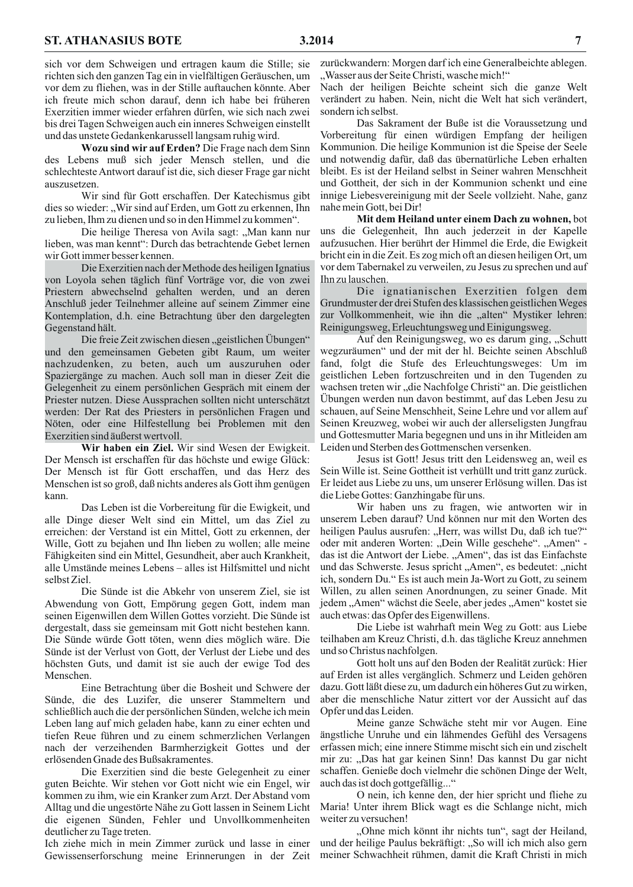sich vor dem Schweigen und ertragen kaum die Stille; sie richten sich den ganzen Tag ein in vielfältigen Geräuschen, um vor dem zu fliehen, was in der Stille auftauchen könnte. Aber ich freute mich schon darauf, denn ich habe bei früheren Exerzitien immer wieder erfahren dürfen, wie sich nach zwei bis drei Tagen Schweigen auch ein inneres Schweigen einstellt und das unstete Gedankenkarussell langsam ruhig wird.

**Wozu sind wir auf Erden?** Die Frage nach dem Sinn des Lebens muß sich jeder Mensch stellen, und die schlechteste Antwort darauf ist die, sich dieser Frage gar nicht auszusetzen.

Wir sind für Gott erschaffen. Der Katechismus gibt dies so wieder: „Wir sind auf Erden, um Gott zu erkennen, Ihn zu lieben, Ihm zu dienen und so in den Himmel zu kommen".

Die heilige Theresa von Avila sagt: „Man kann nur lieben, was man kennt": Durch das betrachtende Gebet lernen wir Gott immer besser kennen.

Die Exerzitien nach der Methode des heiligen Ignatius von Loyola sehen täglich fünf Vorträge vor, die von zwei Priestern abwechselnd gehalten werden, und an deren Anschluß jeder Teilnehmer alleine auf seinem Zimmer eine Kontemplation, d.h. eine Betrachtung über den dargelegten Gegenstand hält.

Die freie Zeit zwischen diesen „geistlichen Übungen" und den gemeinsamen Gebeten gibt Raum, um weiter nachzudenken, zu beten, auch um auszuruhen oder Spaziergänge zu machen. Auch soll man in dieser Zeit die Gelegenheit zu einem persönlichen Gespräch mit einem der Priester nutzen. Diese Aussprachen sollten nicht unterschätzt werden: Der Rat des Priesters in persönlichen Fragen und Nöten, oder eine Hilfestellung bei Problemen mit den Exerzitien sind äußerst wertvoll.

**Wir haben ein Ziel.** Wir sind Wesen der Ewigkeit. Der Mensch ist erschaffen für das höchste und ewige Glück: Der Mensch ist für Gott erschaffen, und das Herz des Menschen ist so groß, daß nichts anderes als Gott ihm genügen kann.

Das Leben ist die Vorbereitung für die Ewigkeit, und alle Dinge dieser Welt sind ein Mittel, um das Ziel zu erreichen: der Verstand ist ein Mittel, Gott zu erkennen, der Wille, Gott zu bejahen und Ihn lieben zu wollen; alle meine Fähigkeiten sind ein Mittel, Gesundheit, aber auch Krankheit, alle Umstände meines Lebens – alles ist Hilfsmittel und nicht selbst Ziel.

Die Sünde ist die Abkehr von unserem Ziel, sie ist Abwendung von Gott, Empörung gegen Gott, indem man seinen Eigenwillen dem Willen Gottes vorzieht. Die Sünde ist dergestalt, dass sie gemeinsam mit Gott nicht bestehen kann. Die Sünde würde Gott töten, wenn dies möglich wäre. Die Sünde ist der Verlust von Gott, der Verlust der Liebe und des höchsten Guts, und damit ist sie auch der ewige Tod des Menschen.

Eine Betrachtung über die Bosheit und Schwere der Sünde, die des Luzifer, die unserer Stammeltern und schließlich auch die der persönlichen Sünden, welche ich mein Leben lang auf mich geladen habe, kann zu einer echten und tiefen Reue führen und zu einem schmerzlichen Verlangen nach der verzeihenden Barmherzigkeit Gottes und der erlösenden Gnade des Bußsakramentes.

Die Exerzitien sind die beste Gelegenheit zu einer guten Beichte. Wir stehen vor Gott nicht wie ein Engel, wir kommen zu ihm, wie ein Kranker zum Arzt. Der Abstand vom Alltag und die ungestörte Nähe zu Gott lassen in Seinem Licht die eigenen Sünden, Fehler und Unvollkommenheiten deutlicher zu Tage treten.

Ich ziehe mich in mein Zimmer zurück und lasse in einer Gewissenserforschung meine Erinnerungen in der Zeit zurückwandern: Morgen darf ich eine Generalbeichte ablegen. „Wasser aus der Seite Christi, wasche mich!"

Nach der heiligen Beichte scheint sich die ganze Welt verändert zu haben. Nein, nicht die Welt hat sich verändert, sondern ich selbst.

Das Sakrament der Buße ist die Voraussetzung und Vorbereitung für einen würdigen Empfang der heiligen Kommunion. Die heilige Kommunion ist die Speise der Seele und notwendig dafür, daß das übernatürliche Leben erhalten bleibt. Es ist der Heiland selbst in Seiner wahren Menschheit und Gottheit, der sich in der Kommunion schenkt und eine innige Liebesvereinigung mit der Seele vollzieht. Nahe, ganz nahe mein Gott, bei Dir!

**Mit dem Heiland unter einem Dach zu wohnen,** bot uns die Gelegenheit, Ihn auch jederzeit in der Kapelle aufzusuchen. Hier berührt der Himmel die Erde, die Ewigkeit bricht ein in die Zeit. Es zog mich oft an diesen heiligen Ort, um vor dem Tabernakel zu verweilen, zu Jesus zu sprechen und auf Ihn zu lauschen.

Die ignatianischen Exerzitien folgen dem Grundmuster der drei Stufen des klassischen geistlichen Weges zur Vollkommenheit, wie ihn die „alten" Mystiker lehren: Reinigungsweg, Erleuchtungsweg und Einigungsweg.

Auf den Reinigungsweg, wo es darum ging, „Schutt wegzuräumen" und der mit der hl. Beichte seinen Abschluß fand, folgt die Stufe des Erleuchtungsweges: Um im geistlichen Leben fortzuschreiten und in den Tugenden zu wachsen treten wir „die Nachfolge Christi" an. Die geistlichen Übungen werden nun davon bestimmt, auf das Leben Jesu zu schauen, auf Seine Menschheit, Seine Lehre und vor allem auf Seinen Kreuzweg, wobei wir auch der allerseligsten Jungfrau und Gottesmutter Maria begegnen und uns in ihr Mitleiden am Leiden und Sterben des Gottmenschen versenken.

Jesus ist Gott! Jesus tritt den Leidensweg an, weil es Sein Wille ist. Seine Gottheit ist verhüllt und tritt ganz zurück. Er leidet aus Liebe zu uns, um unserer Erlösung willen. Das ist die Liebe Gottes: Ganzhingabe für uns.

Wir haben uns zu fragen, wie antworten wir in unserem Leben darauf? Und können nur mit den Worten des heiligen Paulus ausrufen: „Herr, was willst Du, daß ich tue?" oder mit anderen Worten: „Dein Wille geschehe". „Amen" - das ist die Antwort der Liebe. „Amen", das ist das Einfachste und das Schwerste. Jesus spricht „Amen", es bedeutet: „nicht ich, sondern Du." Es ist auch mein Ja-Wort zu Gott, zu seinem Willen, zu allen seinen Anordnungen, zu seiner Gnade. Mit jedem „Amen" wächst die Seele, aber jedes „Amen" kostet sie auch etwas: das Opfer des Eigenwillens.

Die Liebe ist wahrhaft mein Weg zu Gott: aus Liebe teilhaben am Kreuz Christi, d.h. das tägliche Kreuz annehmen und so Christus nachfolgen.

Gott holt uns auf den Boden der Realität zurück: Hier auf Erden ist alles vergänglich. Schmerz und Leiden gehören dazu. Gott läßt diese zu, um dadurch ein höheres Gut zu wirken, aber die menschliche Natur zittert vor der Aussicht auf das Opfer und das Leiden.

Meine ganze Schwäche steht mir vor Augen. Eine ängstliche Unruhe und ein lähmendes Gefühl des Versagens erfassen mich; eine innere Stimme mischt sich ein und zischelt mir zu: „Das hat gar keinen Sinn! Das kannst Du gar nicht schaffen. Genieße doch vielmehr die schönen Dinge der Welt, auch das ist doch gottgefällig..."

O nein, ich kenne den, der hier spricht und fliehe zu Maria! Unter ihrem Blick wagt es die Schlange nicht, mich weiter zu versuchen!

„Ohne mich könnt ihr nichts tun", sagt der Heiland, und der heilige Paulus bekräftigt: „So will ich mich also gern meiner Schwachheit rühmen, damit die Kraft Christi in mich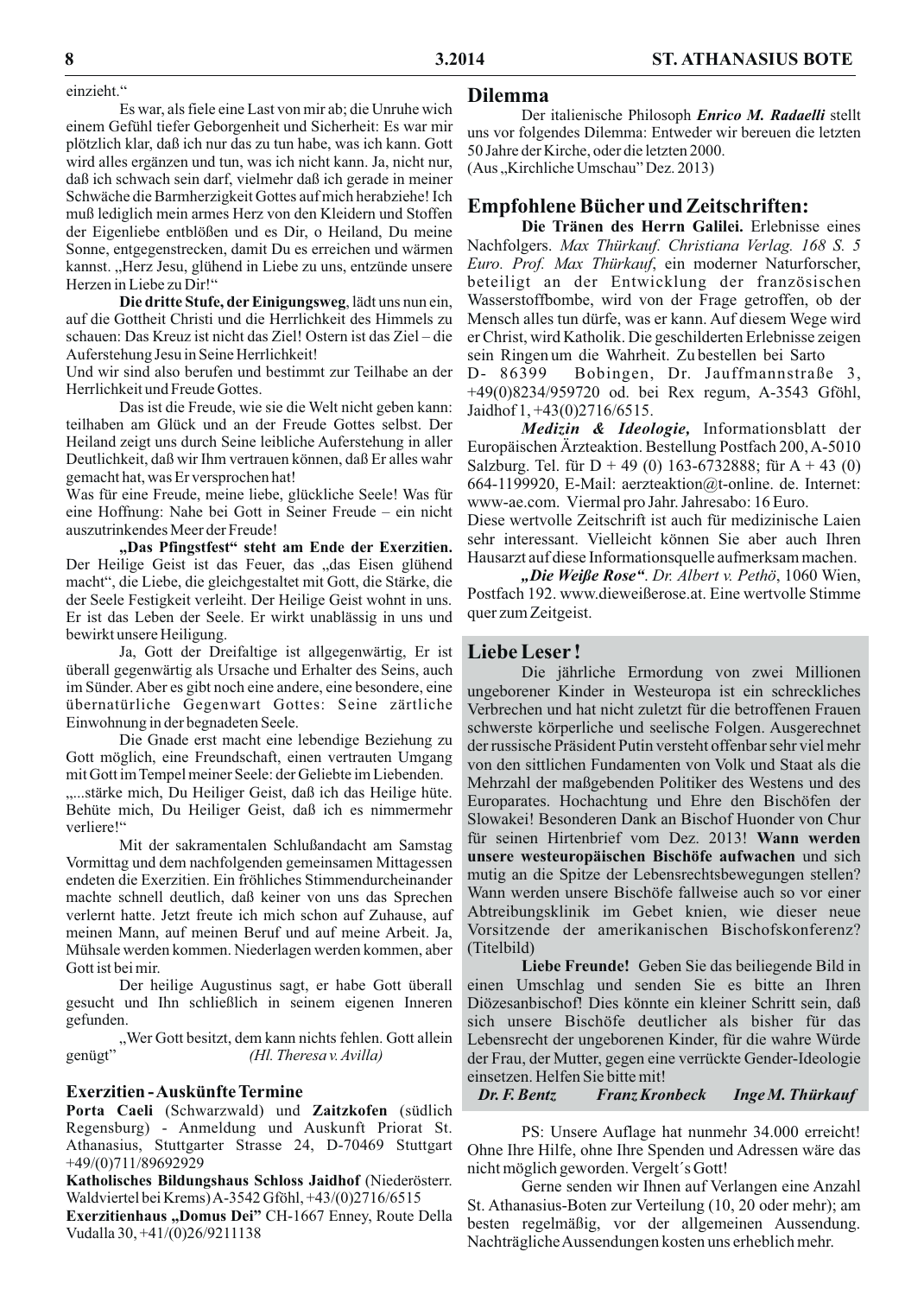einzieht."

Es war, als fiele eine Last von mir ab; die Unruhe wich einem Gefühl tiefer Geborgenheit und Sicherheit: Es war mir plötzlich klar, daß ich nur das zu tun habe, was ich kann. Gott wird alles ergänzen und tun, was ich nicht kann. Ja, nicht nur, daß ich schwach sein darf, vielmehr daß ich gerade in meiner Schwäche die Barmherzigkeit Gottes auf mich herabziehe! Ich muß lediglich mein armes Herz von den Kleidern und Stoffen der Eigenliebe entblößen und es Dir, o Heiland, Du meine Sonne, entgegenstrecken, damit Du es erreichen und wärmen kannst. „Herz Jesu, glühend in Liebe zu uns, entzünde unsere Herzen in Liebe zu Dir!"

**Die dritte Stufe, der Einigungsweg**, lädt uns nun ein, auf die Gottheit Christi und die Herrlichkeit des Himmels zu schauen: Das Kreuz ist nicht das Ziel! Ostern ist das Ziel – die Auferstehung Jesu in Seine Herrlichkeit!

Und wir sind also berufen und bestimmt zur Teilhabe an der Herrlichkeit und Freude Gottes.

Das ist die Freude, wie sie die Welt nicht geben kann: teilhaben am Glück und an der Freude Gottes selbst. Der Heiland zeigt uns durch Seine leibliche Auferstehung in aller Deutlichkeit, daß wir Ihm vertrauen können, daß Er alles wahr gemacht hat, was Er versprochen hat!

Was für eine Freude, meine liebe, glückliche Seele! Was für eine Hoffnung: Nahe bei Gott in Seiner Freude – ein nicht auszutrinkendes Meer der Freude!

**„Das Pfingstfest" steht am Ende der Exerzitien.** Der Heilige Geist ist das Feuer, das „das Eisen glühend macht", die Liebe, die gleichgestaltet mit Gott, die Stärke, die der Seele Festigkeit verleiht. Der Heilige Geist wohnt in uns. Er ist das Leben der Seele. Er wirkt unablässig in uns und bewirkt unsere Heiligung.

Ja, Gott der Dreifaltige ist allgegenwärtig, Er ist überall gegenwärtig als Ursache und Erhalter des Seins, auch im Sünder. Aber es gibt noch eine andere, eine besondere, eine übernatürliche Gegenwart Gottes: Seine zärtliche Einwohnung in der begnadeten Seele.

Die Gnade erst macht eine lebendige Beziehung zu Gott möglich, eine Freundschaft, einen vertrauten Umgang mit Gott im Tempel meiner Seele: der Geliebte im Liebenden.

„...stärke mich, Du Heiliger Geist, daß ich das Heilige hüte. Behüte mich, Du Heiliger Geist, daß ich es nimmermehr verliere!"

Mit der sakramentalen Schlußandacht am Samstag Vormittag und dem nachfolgenden gemeinsamen Mittagessen endeten die Exerzitien. Ein fröhliches Stimmendurcheinander machte schnell deutlich, daß keiner von uns das Sprechen verlernt hatte. Jetzt freute ich mich schon auf Zuhause, auf meinen Mann, auf meinen Beruf und auf meine Arbeit. Ja, Mühsale werden kommen. Niederlagen werden kommen, aber Gott ist bei mir.

Der heilige Augustinus sagt, er habe Gott überall gesucht und Ihn schließlich in seinem eigenen Inneren gefunden.

„Wer Gott besitzt, dem kann nichts fehlen. Gott allein genügt" *(Hl. Theresa v. Avilla)*

### Exerzitien - Auskünfte Termine

**Porta Caeli** (Schwarzwald) und **Zaitzkofen** (südlich Regensburg) - Anmeldung und Auskunft Priorat St. Athanasius, Stuttgarter Strasse 24, D-70469 Stuttgart +49/(0)711/89692929

**Katholisches Bildungshaus Schloss Jaidhof** (Niederösterr. Waldviertel bei Krems) A-3542 Gföhl, +43/(0)2716/6515

**Exerzitienhaus „Domus Dei"** CH-1667 Enney, Route Della Vudalla 30, +41/(0)26/9211138

## Dilemma

Der italienische Philosoph ***Enrico M. Radaelli*** stellt uns vor folgendes Dilemma: Entweder wir bereuen die letzten 50 Jahre der Kirche, oder die letzten 2000.
(Aus „Kirchliche Umschau" Dez. 2013)

## Empfohlene Bücher und Zeitschriften:

**Die Tränen des Herrn Galilei.** Erlebnisse eines Nachfolgers. *Max Thürkauf. Christiana Verlag. 168 S. 5 Euro. Prof. Max Thürkauf*, ein moderner Naturforscher, beteiligt an der Entwicklung der französischen Wasserstoffbombe, wird von der Frage getroffen, ob der Mensch alles tun dürfe, was er kann. Auf diesem Wege wird er Christ, wird Katholik. Die geschilderten Erlebnisse zeigen sein Ringen um die Wahrheit. Zu bestellen bei Sarto D- 86399 Bobingen, Dr. Jauffmannstraße 3, +49(0)8234/959720 od. bei Rex regum, A-3543 Gföhl, Jaidhof 1, +43(0)2716/6515.

***Medizin & Ideologie,*** Informationsblatt der Europäischen Ärzteaktion. Bestellung Postfach 200, A-5010 Salzburg. Tel. für D + 49 (0) 163-6732888; für A + 43 (0) 664-1199920, E-Mail: aerzteaktion@t-online. de. Internet: www-ae.com. Viermal pro Jahr. Jahresabo: 16 Euro.

Diese wertvolle Zeitschrift ist auch für medizinische Laien sehr interessant. Vielleicht können Sie aber auch Ihren Hausarzt auf diese Informationsquelle aufmerksam machen.

***„Die Weiße Rose"****. Dr. Albert v. Pethö*, 1060 Wien, Postfach 192. www.dieweißerose.at. Eine wertvolle Stimme quer zum Zeitgeist.

## Liebe Leser !

Die jährliche Ermordung von zwei Millionen ungeborener Kinder in Westeuropa ist ein schreckliches Verbrechen und hat nicht zuletzt für die betroffenen Frauen schwerste körperliche und seelische Folgen. Ausgerechnet der russische Präsident Putin versteht offenbar sehr viel mehr von den sittlichen Fundamenten von Volk und Staat als die Mehrzahl der maßgebenden Politiker des Westens und des Europarates. Hochachtung und Ehre den Bischöfen der Slowakei! Besonderen Dank an Bischof Huonder von Chur für seinen Hirtenbrief vom Dez. 2013! **Wann werden unsere westeuropäischen Bischöfe aufwachen** und sich mutig an die Spitze der Lebensrechtsbewegungen stellen? Wann werden unsere Bischöfe fallweise auch so vor einer Abtreibungsklinik im Gebet knien, wie dieser neue Vorsitzende der amerikanischen Bischofskonferenz? (Titelbild)

**Liebe Freunde!** Geben Sie das beiliegende Bild in einen Umschlag und senden Sie es bitte an Ihren Diözesanbischof! Dies könnte ein kleiner Schritt sein, daß sich unsere Bischöfe deutlicher als bisher für das Lebensrecht der ungeborenen Kinder, für die wahre Würde der Frau, der Mutter, gegen eine verrückte Gender-Ideologie einsetzen. Helfen Sie bitte mit!

***Dr. F. Bentz      Franz Kronbeck      Inge M. Thürkauf***

PS: Unsere Auflage hat nunmehr 34.000 erreicht! Ohne Ihre Hilfe, ohne Ihre Spenden und Adressen wäre das nicht möglich geworden. Vergelt´s Gott!

Gerne senden wir Ihnen auf Verlangen eine Anzahl St. Athanasius-Boten zur Verteilung (10, 20 oder mehr); am besten regelmäßig, vor der allgemeinen Aussendung. Nachträgliche Aussendungen kosten uns erheblich mehr.